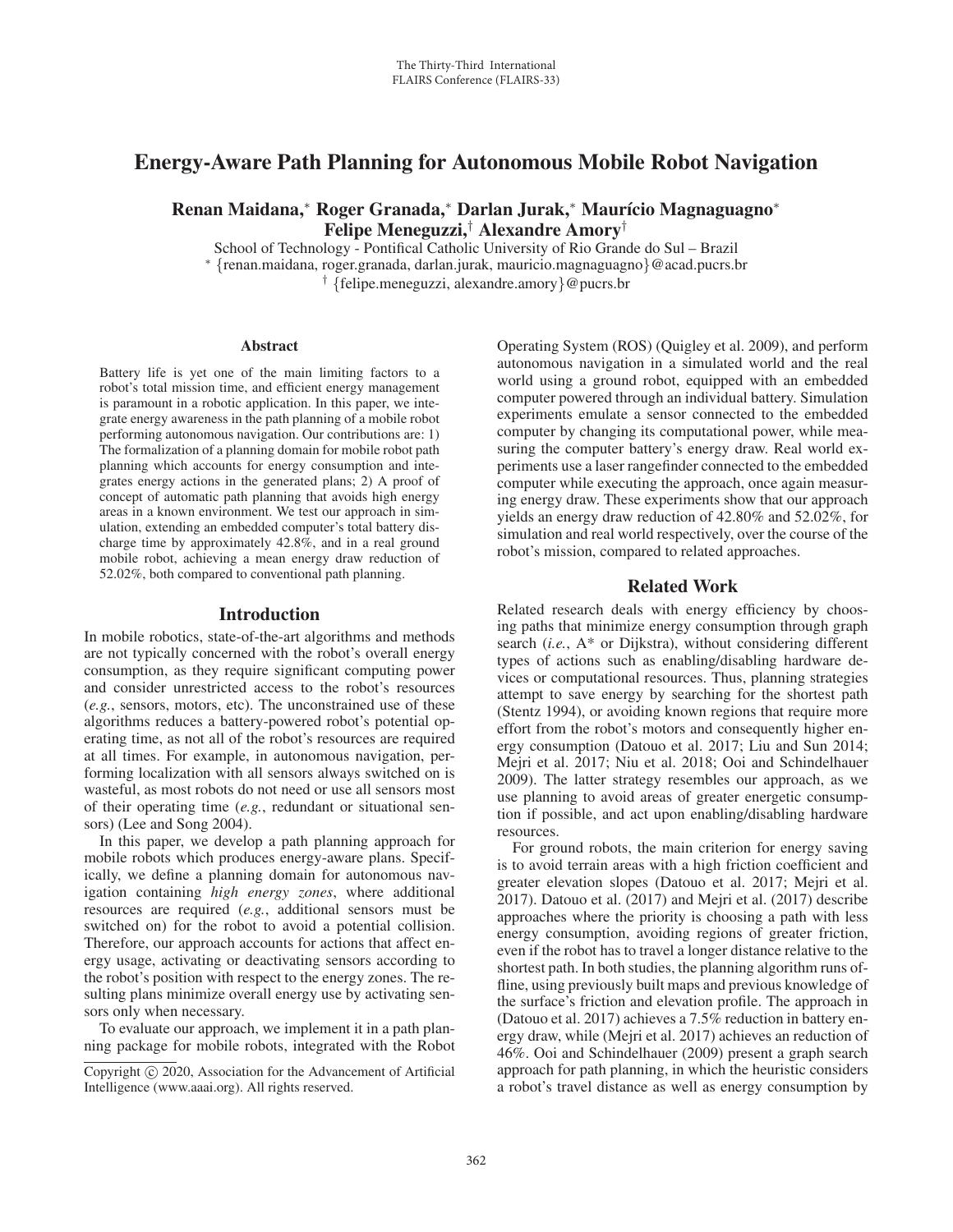# Energy-Aware Path Planning for Autonomous Mobile Robot Navigation

**Renan Maidana,[*] Roger Granada,[*] Darlan Jurak,[*] Maurício Magnaguagno[*]**
**Felipe Meneguzzi,[†] Alexandre Amory[†]**

School of Technology - Pontifical Catholic University of Rio Grande do Sul – Brazil
[*] {renan.maidana, roger.granada, darlan.jurak, mauricio.magnaguagno}@acad.pucrs.br
[†] {felipe.meneguzzi, alexandre.amory}@pucrs.br

## Abstract

Battery life is yet one of the main limiting factors to a robot's total mission time, and efficient energy management is paramount in a robotic application. In this paper, we integrate energy awareness in the path planning of a mobile robot performing autonomous navigation. Our contributions are: 1) The formalization of a planning domain for mobile robot path planning which accounts for energy consumption and integrates energy actions in the generated plans; 2) A proof of concept of automatic path planning that avoids high energy areas in a known environment. We test our approach in simulation, extending an embedded computer's total battery discharge time by approximately 42.8%, and in a real ground mobile robot, achieving a mean energy draw reduction of 52.02%, both compared to conventional path planning.

## Introduction

In mobile robotics, state-of-the-art algorithms and methods are not typically concerned with the robot's overall energy consumption, as they require significant computing power and consider unrestricted access to the robot's resources (*e.g.*, sensors, motors, etc). The unconstrained use of these algorithms reduces a battery-powered robot's potential operating time, as not all of the robot's resources are required at all times. For example, in autonomous navigation, performing localization with all sensors always switched on is wasteful, as most robots do not need or use all sensors most of their operating time (*e.g.*, redundant or situational sensors) (Lee and Song 2004).

In this paper, we develop a path planning approach for mobile robots which produces energy-aware plans. Specifically, we define a planning domain for autonomous navigation containing *high energy zones*, where additional resources are required (*e.g.*, additional sensors must be switched on) for the robot to avoid a potential collision. Therefore, our approach accounts for actions that affect energy usage, activating or deactivating sensors according to the robot's position with respect to the energy zones. The resulting plans minimize overall energy use by activating sensors only when necessary.

To evaluate our approach, we implement it in a path planning package for mobile robots, integrated with the Robot Operating System (ROS) (Quigley et al. 2009), and perform autonomous navigation in a simulated world and the real world using a ground robot, equipped with an embedded computer powered through an individual battery. Simulation experiments emulate a sensor connected to the embedded computer by changing its computational power, while measuring the computer battery's energy draw. Real world experiments use a laser rangefinder connected to the embedded computer while executing the approach, once again measuring energy draw. These experiments show that our approach yields an energy draw reduction of 42.80% and 52.02%, for simulation and real world respectively, over the course of the robot's mission, compared to related approaches.

Copyright © 2020, Association for the Advancement of Artificial Intelligence (www.aaai.org). All rights reserved.

## Related Work

Related research deals with energy efficiency by choosing paths that minimize energy consumption through graph search (*i.e.*, A* or Dijkstra), without considering different types of actions such as enabling/disabling hardware devices or computational resources. Thus, planning strategies attempt to save energy by searching for the shortest path (Stentz 1994), or avoiding known regions that require more effort from the robot's motors and consequently higher energy consumption (Datouo et al. 2017; Liu and Sun 2014; Mejri et al. 2017; Niu et al. 2018; Ooi and Schindelhauer 2009). The latter strategy resembles our approach, as we use planning to avoid areas of greater energetic consumption if possible, and act upon enabling/disabling hardware resources.

For ground robots, the main criterion for energy saving is to avoid terrain areas with a high friction coefficient and greater elevation slopes (Datouo et al. 2017; Mejri et al. 2017). Datouo et al. (2017) and Mejri et al. (2017) describe approaches where the priority is choosing a path with less energy consumption, avoiding regions of greater friction, even if the robot has to travel a longer distance relative to the shortest path. In both studies, the planning algorithm runs offline, using previously built maps and previous knowledge of the surface's friction and elevation profile. The approach in (Datouo et al. 2017) achieves a 7.5% reduction in battery energy draw, while (Mejri et al. 2017) achieves an reduction of 46%. Ooi and Schindelhauer (2009) present a graph search approach for path planning, in which the heuristic considers a robot's travel distance as well as energy consumption by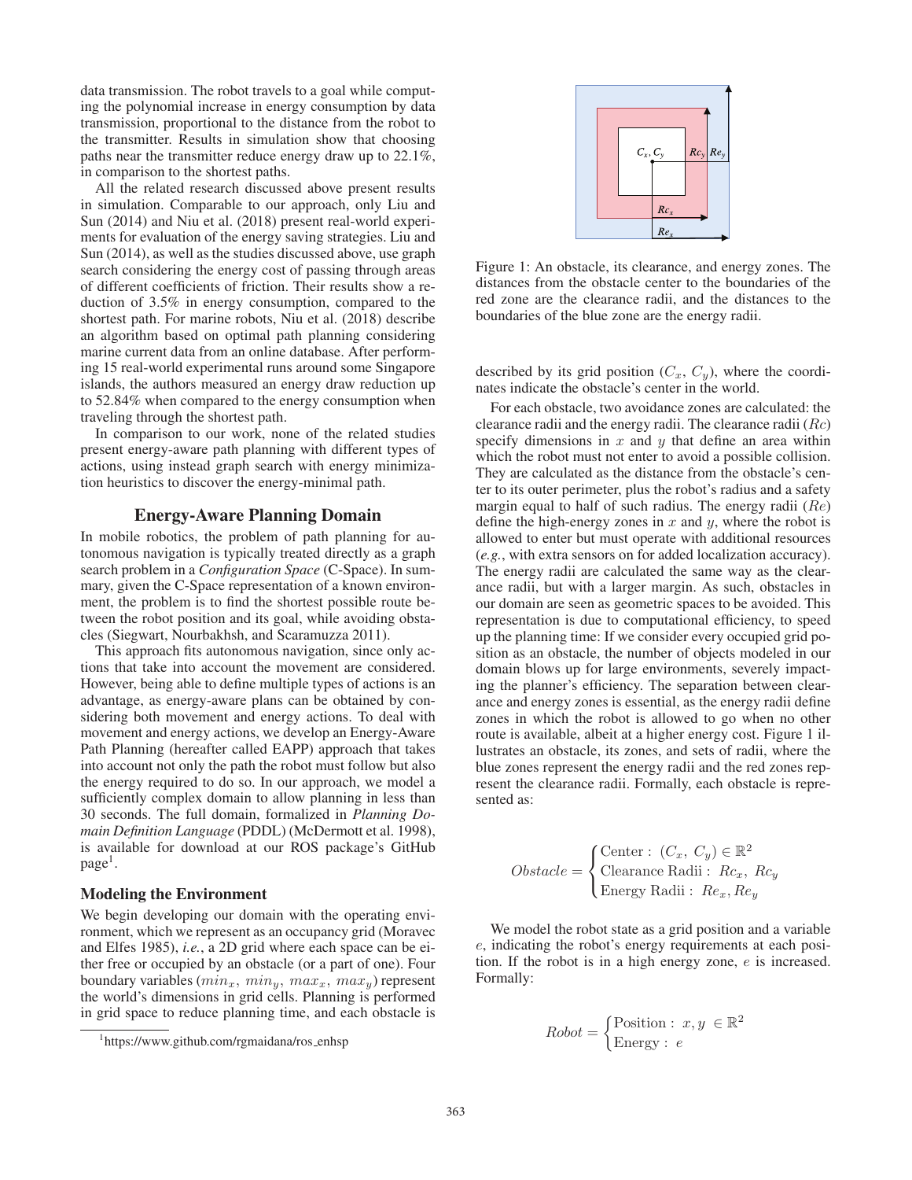data transmission. The robot travels to a goal while computing the polynomial increase in energy consumption by data transmission, proportional to the distance from the robot to the transmitter. Results in simulation show that choosing paths near the transmitter reduce energy draw up to 22.1%, in comparison to the shortest paths.

All the related research discussed above present results in simulation. Comparable to our approach, only Liu and Sun (2014) and Niu et al. (2018) present real-world experiments for evaluation of the energy saving strategies. Liu and Sun (2014), as well as the studies discussed above, use graph search considering the energy cost of passing through areas of different coefficients of friction. Their results show a reduction of 3.5% in energy consumption, compared to the shortest path. For marine robots, Niu et al. (2018) describe an algorithm based on optimal path planning considering marine current data from an online database. After performing 15 real-world experimental runs around some Singapore islands, the authors measured an energy draw reduction up to 52.84% when compared to the energy consumption when traveling through the shortest path.

In comparison to our work, none of the related studies present energy-aware path planning with different types of actions, using instead graph search with energy minimization heuristics to discover the energy-minimal path.

## Energy-Aware Planning Domain

In mobile robotics, the problem of path planning for autonomous navigation is typically treated directly as a graph search problem in a *Configuration Space* (C-Space). In summary, given the C-Space representation of a known environment, the problem is to find the shortest possible route between the robot position and its goal, while avoiding obstacles (Siegwart, Nourbakhsh, and Scaramuzza 2011).

This approach fits autonomous navigation, since only actions that take into account the movement are considered. However, being able to define multiple types of actions is an advantage, as energy-aware plans can be obtained by considering both movement and energy actions. To deal with movement and energy actions, we develop an Energy-Aware Path Planning (hereafter called EAPP) approach that takes into account not only the path the robot must follow but also the energy required to do so. In our approach, we model a sufficiently complex domain to allow planning in less than 30 seconds. The full domain, formalized in *Planning Domain Definition Language* (PDDL) (McDermott et al. 1998), is available for download at our ROS package's GitHub page[1].

### Modeling the Environment

We begin developing our domain with the operating environment, which we represent as an occupancy grid (Moravec and Elfes 1985), *i.e.*, a 2D grid where each space can be either free or occupied by an obstacle (or a part of one). Four boundary variables ($min_x$, $min_y$, $max_x$, $max_y$) represent the world's dimensions in grid cells. Planning is performed in grid space to reduce planning time, and each obstacle is described by its grid position ($C_x$, $C_y$), where the coordinates indicate the obstacle's center in the world.

[1]https://www.github.com/rgmaidana/ros_enhsp

Figure 1: An obstacle, its clearance, and energy zones. The distances from the obstacle center to the boundaries of the red zone are the clearance radii, and the distances to the boundaries of the blue zone are the energy radii.

For each obstacle, two avoidance zones are calculated: the clearance radii and the energy radii. The clearance radii ($Rc$) specify dimensions in $x$ and $y$ that define an area within which the robot must not enter to avoid a possible collision. They are calculated as the distance from the obstacle's center to its outer perimeter, plus the robot's radius and a safety margin equal to half of such radius. The energy radii ($Re$) define the high-energy zones in $x$ and $y$, where the robot is allowed to enter but must operate with additional resources (*e.g.*, with extra sensors on for added localization accuracy). The energy radii are calculated the same way as the clearance radii, but with a larger margin. As such, obstacles in our domain are seen as geometric spaces to be avoided. This representation is due to computational efficiency, to speed up the planning time: If we consider every occupied grid position as an obstacle, the number of objects modeled in our domain blows up for large environments, severely impacting the planner's efficiency. The separation between clearance and energy zones is essential, as the energy radii define zones in which the robot is allowed to go when no other route is available, albeit at a higher energy cost. Figure 1 illustrates an obstacle, its zones, and sets of radii, where the blue zones represent the energy radii and the red zones represent the clearance radii. Formally, each obstacle is represented as:

$$Obstacle = \begin{cases} \text{Center}: \ (C_x,\ C_y) \in \mathbb{R}^2 \\ \text{Clearance Radii}: \ Rc_x,\ Rc_y \\ \text{Energy Radii}: \ Re_x, Re_y \end{cases}$$

We model the robot state as a grid position and a variable $e$, indicating the robot's energy requirements at each position. If the robot is in a high energy zone, $e$ is increased. Formally:

$$Robot = \begin{cases} \text{Position}: \ x, y \ \in \mathbb{R}^2 \\ \text{Energy}: \ e \end{cases}$$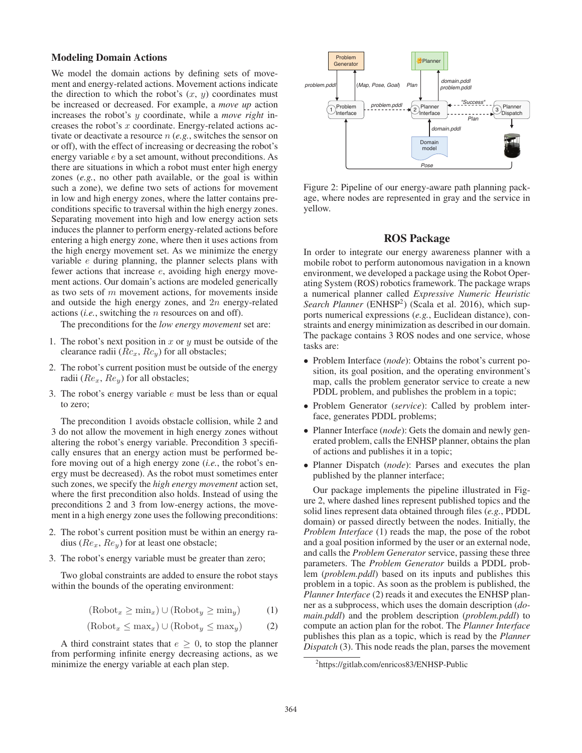## Modeling Domain Actions

We model the domain actions by defining sets of movement and energy-related actions. Movement actions indicate the direction to which the robot's ($x$, $y$) coordinates must be increased or decreased. For example, a *move up* action increases the robot's $y$ coordinate, while a *move right* increases the robot's $x$ coordinate. Energy-related actions activate or deactivate a resource $n$ (*e.g.*, switches the sensor on or off), with the effect of increasing or decreasing the robot's energy variable $e$ by a set amount, without preconditions. As there are situations in which a robot must enter high energy zones (*e.g.*, no other path available, or the goal is within such a zone), we define two sets of actions for movement in low and high energy zones, where the latter contains preconditions specific to traversal within the high energy zones. Separating movement into high and low energy action sets induces the planner to perform energy-related actions before entering a high energy zone, where then it uses actions from the high energy movement set. As we minimize the energy variable $e$ during planning, the planner selects plans with fewer actions that increase $e$, avoiding high energy movement actions. Our domain's actions are modeled generically as two sets of $m$ movement actions, for movements inside and outside the high energy zones, and $2n$ energy-related actions (*i.e.*, switching the $n$ resources on and off).

The preconditions for the *low energy movement* set are:

1. The robot's next position in $x$ or $y$ must be outside of the clearance radii ($Rc_x$, $Rc_y$) for all obstacles;
2. The robot's current position must be outside of the energy radii ($Re_x$, $Re_y$) for all obstacles;
3. The robot's energy variable $e$ must be less than or equal to zero;

The precondition 1 avoids obstacle collision, while 2 and 3 do not allow the movement in high energy zones without altering the robot's energy variable. Precondition 3 specifically ensures that an energy action must be performed before moving out of a high energy zone (*i.e.*, the robot's energy must be decreased). As the robot must sometimes enter such zones, we specify the *high energy movement* action set, where the first precondition also holds. Instead of using the preconditions 2 and 3 from low-energy actions, the movement in a high energy zone uses the following preconditions:

2. The robot's current position must be within an energy radius ($Re_x$, $Re_y$) for at least one obstacle;
3. The robot's energy variable must be greater than zero;

Two global constraints are added to ensure the robot stays within the bounds of the operating environment:

$$(\text{Robot}_x \geq \min_x) \cup (\text{Robot}_y \geq \min_y) \tag{1}$$

$$(\text{Robot}_x \leq \max_x) \cup (\text{Robot}_y \leq \max_y) \tag{2}$$

A third constraint states that $e \geq 0$, to stop the planner from performing infinite energy decreasing actions, as we minimize the energy variable at each plan step.

Figure 2: Pipeline of our energy-aware path planning package, where nodes are represented in gray and the service in yellow.

## ROS Package

In order to integrate our energy awareness planner with a mobile robot to perform autonomous navigation in a known environment, we developed a package using the Robot Operating System (ROS) robotics framework. The package wraps a numerical planner called *Expressive Numeric Heuristic Search Planner* (ENHSP[2]) (Scala et al. 2016), which supports numerical expressions (*e.g.*, Euclidean distance), constraints and energy minimization as described in our domain. The package contains 3 ROS nodes and one service, whose tasks are:

- Problem Interface (*node*): Obtains the robot's current position, its goal position, and the operating environment's map, calls the problem generator service to create a new PDDL problem, and publishes the problem in a topic;
- Problem Generator (*service*): Called by problem interface, generates PDDL problems;
- Planner Interface (*node*): Gets the domain and newly generated problem, calls the ENHSP planner, obtains the plan of actions and publishes it in a topic;
- Planner Dispatch (*node*): Parses and executes the plan published by the planner interface;

Our package implements the pipeline illustrated in Figure 2, where dashed lines represent published topics and the solid lines represent data obtained through files (*e.g.*, PDDL domain) or passed directly between the nodes. Initially, the *Problem Interface* (1) reads the map, the pose of the robot and a goal position informed by the user or an external node, and calls the *Problem Generator* service, passing these three parameters. The *Problem Generator* builds a PDDL problem (*problem.pddl*) based on its inputs and publishes this problem in a topic. As soon as the problem is published, the *Planner Interface* (2) reads it and executes the ENHSP planner as a subprocess, which uses the domain description (*domain.pddl*) and the problem description (*problem.pddl*) to compute an action plan for the robot. The *Planner Interface* publishes this plan as a topic, which is read by the *Planner Dispatch* (3). This node reads the plan, parses the movement

[2] https://gitlab.com/enricos83/ENHSP-Public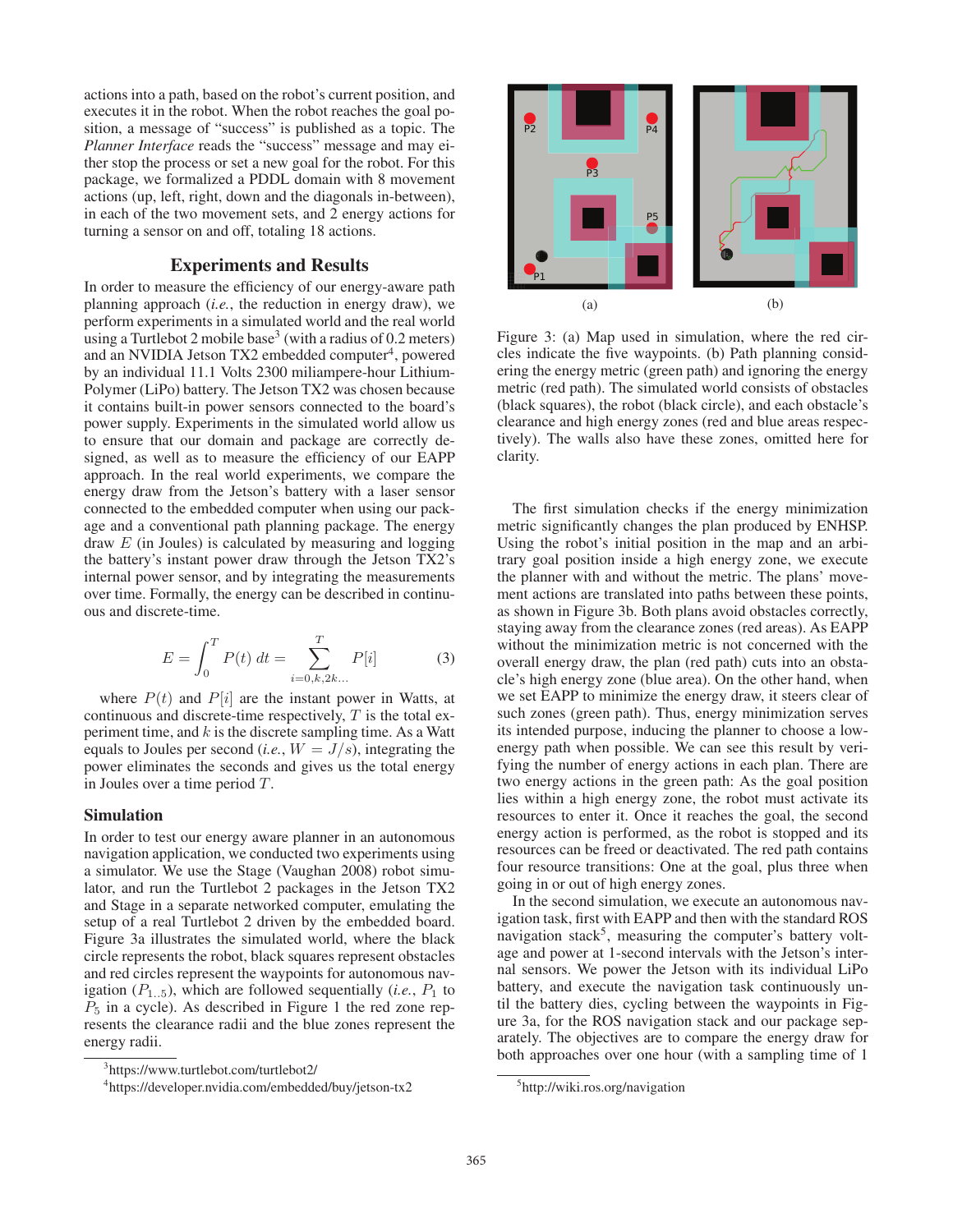actions into a path, based on the robot's current position, and executes it in the robot. When the robot reaches the goal position, a message of "success" is published as a topic. The *Planner Interface* reads the "success" message and may either stop the process or set a new goal for the robot. For this package, we formalized a PDDL domain with 8 movement actions (up, left, right, down and the diagonals in-between), in each of the two movement sets, and 2 energy actions for turning a sensor on and off, totaling 18 actions.

## Experiments and Results

In order to measure the efficiency of our energy-aware path planning approach (*i.e.*, the reduction in energy draw), we perform experiments in a simulated world and the real world using a Turtlebot 2 mobile base[3] (with a radius of 0.2 meters) and an NVIDIA Jetson TX2 embedded computer[4], powered by an individual 11.1 Volts 2300 miliampere-hour Lithium-Polymer (LiPo) battery. The Jetson TX2 was chosen because it contains built-in power sensors connected to the board's power supply. Experiments in the simulated world allow us to ensure that our domain and package are correctly designed, as well as to measure the efficiency of our EAPP approach. In the real world experiments, we compare the energy draw from the Jetson's battery with a laser sensor connected to the embedded computer when using our package and a conventional path planning package. The energy draw $E$ (in Joules) is calculated by measuring and logging the battery's instant power draw through the Jetson TX2's internal power sensor, and by integrating the measurements over time. Formally, the energy can be described in continuous and discrete-time.

$$E = \int_0^T P(t)\, dt = \sum_{i=0,k,2k\ldots}^{T} P[i] \tag{3}$$

where $P(t)$ and $P[i]$ are the instant power in Watts, at continuous and discrete-time respectively, $T$ is the total experiment time, and $k$ is the discrete sampling time. As a Watt equals to Joules per second (*i.e.*, $W = J/s$), integrating the power eliminates the seconds and gives us the total energy in Joules over a time period $T$.

### Simulation

In order to test our energy aware planner in an autonomous navigation application, we conducted two experiments using a simulator. We use the Stage (Vaughan 2008) robot simulator, and run the Turtlebot 2 packages in the Jetson TX2 and Stage in a separate networked computer, emulating the setup of a real Turtlebot 2 driven by the embedded board. Figure 3a illustrates the simulated world, where the black circle represents the robot, black squares represent obstacles and red circles represent the waypoints for autonomous navigation ($P_{1..5}$), which are followed sequentially (*i.e.*, $P_1$ to $P_5$ in a cycle). As described in Figure 1 the red zone represents the clearance radii and the blue zones represent the energy radii.

[3] https://www.turtlebot.com/turtlebot2/

[4] https://developer.nvidia.com/embedded/buy/jetson-tx2

Figure 3: (a) Map used in simulation, where the red circles indicate the five waypoints. (b) Path planning considering the energy metric (green path) and ignoring the energy metric (red path). The simulated world consists of obstacles (black squares), the robot (black circle), and each obstacle's clearance and high energy zones (red and blue areas respectively). The walls also have these zones, omitted here for clarity.

The first simulation checks if the energy minimization metric significantly changes the plan produced by ENHSP. Using the robot's initial position in the map and an arbitrary goal position inside a high energy zone, we execute the planner with and without the metric. The plans' movement actions are translated into paths between these points, as shown in Figure 3b. Both plans avoid obstacles correctly, staying away from the clearance zones (red areas). As EAPP without the minimization metric is not concerned with the overall energy draw, the plan (red path) cuts into an obstacle's high energy zone (blue area). On the other hand, when we set EAPP to minimize the energy draw, it steers clear of such zones (green path). Thus, energy minimization serves its intended purpose, inducing the planner to choose a low-energy path when possible. We can see this result by verifying the number of energy actions in each plan. There are two energy actions in the green path: As the goal position lies within a high energy zone, the robot must activate its resources to enter it. Once it reaches the goal, the second energy action is performed, as the robot is stopped and its resources can be freed or deactivated. The red path contains four resource transitions: One at the goal, plus three when going in or out of high energy zones.

In the second simulation, we execute an autonomous navigation task, first with EAPP and then with the standard ROS navigation stack[5], measuring the computer's battery voltage and power at 1-second intervals with the Jetson's internal sensors. We power the Jetson with its individual LiPo battery, and execute the navigation task continuously until the battery dies, cycling between the waypoints in Figure 3a, for the ROS navigation stack and our package separately. The objectives are to compare the energy draw for both approaches over one hour (with a sampling time of 1

[5] http://wiki.ros.org/navigation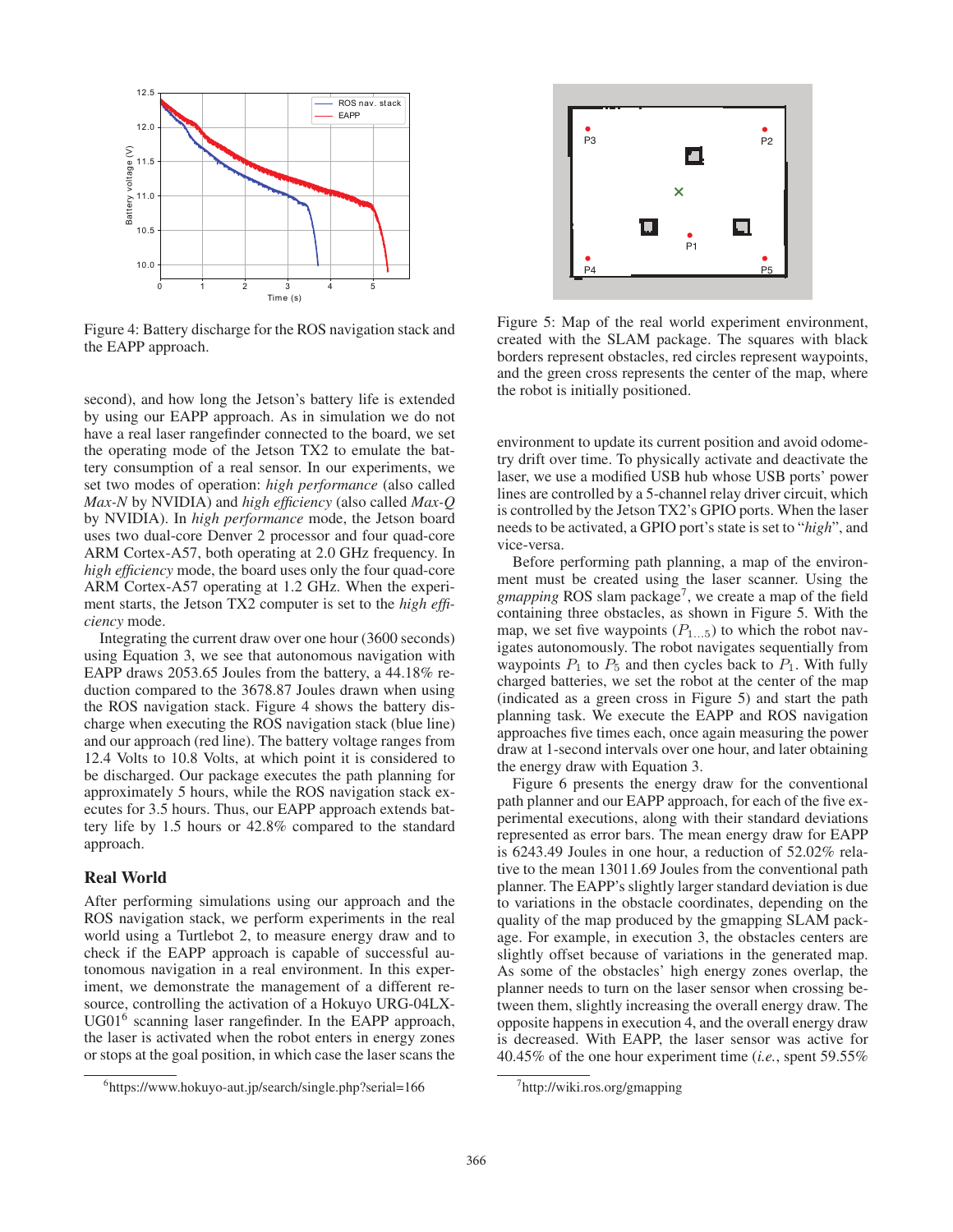Figure 4: Battery discharge for the ROS navigation stack and the EAPP approach.

second), and how long the Jetson's battery life is extended by using our EAPP approach. As in simulation we do not have a real laser rangefinder connected to the board, we set the operating mode of the Jetson TX2 to emulate the battery consumption of a real sensor. In our experiments, we set two modes of operation: *high performance* (also called *Max-N* by NVIDIA) and *high efficiency* (also called *Max-Q* by NVIDIA). In *high performance* mode, the Jetson board uses two dual-core Denver 2 processor and four quad-core ARM Cortex-A57, both operating at 2.0 GHz frequency. In *high efficiency* mode, the board uses only the four quad-core ARM Cortex-A57 operating at 1.2 GHz. When the experiment starts, the Jetson TX2 computer is set to the *high efficiency* mode.

Integrating the current draw over one hour (3600 seconds) using Equation 3, we see that autonomous navigation with EAPP draws 2053.65 Joules from the battery, a 44.18% reduction compared to the 3678.87 Joules drawn when using the ROS navigation stack. Figure 4 shows the battery discharge when executing the ROS navigation stack (blue line) and our approach (red line). The battery voltage ranges from 12.4 Volts to 10.8 Volts, at which point it is considered to be discharged. Our package executes the path planning for approximately 5 hours, while the ROS navigation stack executes for 3.5 hours. Thus, our EAPP approach extends battery life by 1.5 hours or 42.8% compared to the standard approach.

## Real World

After performing simulations using our approach and the ROS navigation stack, we perform experiments in the real world using a Turtlebot 2, to measure energy draw and to check if the EAPP approach is capable of successful autonomous navigation in a real environment. In this experiment, we demonstrate the management of a different resource, controlling the activation of a Hokuyo URG-04LX-UG01[6] scanning laser rangefinder. In the EAPP approach, the laser is activated when the robot enters in energy zones or stops at the goal position, in which case the laser scans the environment to update its current position and avoid odometry drift over time. To physically activate and deactivate the laser, we use a modified USB hub whose USB ports' power lines are controlled by a 5-channel relay driver circuit, which is controlled by the Jetson TX2's GPIO ports. When the laser needs to be activated, a GPIO port's state is set to "*high*", and vice-versa.

Figure 5: Map of the real world experiment environment, created with the SLAM package. The squares with black borders represent obstacles, red circles represent waypoints, and the green cross represents the center of the map, where the robot is initially positioned.

Before performing path planning, a map of the environment must be created using the laser scanner. Using the *gmapping* ROS slam package[7], we create a map of the field containing three obstacles, as shown in Figure 5. With the map, we set five waypoints ($P_{1...5}$) to which the robot navigates autonomously. The robot navigates sequentially from waypoints $P_1$ to $P_5$ and then cycles back to $P_1$. With fully charged batteries, we set the robot at the center of the map (indicated as a green cross in Figure 5) and start the path planning task. We execute the EAPP and ROS navigation approaches five times each, once again measuring the power draw at 1-second intervals over one hour, and later obtaining the energy draw with Equation 3.

Figure 6 presents the energy draw for the conventional path planner and our EAPP approach, for each of the five experimental executions, along with their standard deviations represented as error bars. The mean energy draw for EAPP is 6243.49 Joules in one hour, a reduction of 52.02% relative to the mean 13011.69 Joules from the conventional path planner. The EAPP's slightly larger standard deviation is due to variations in the obstacle coordinates, depending on the quality of the map produced by the gmapping SLAM package. For example, in execution 3, the obstacles centers are slightly offset because of variations in the generated map. As some of the obstacles' high energy zones overlap, the planner needs to turn on the laser sensor when crossing between them, slightly increasing the overall energy draw. The opposite happens in execution 4, and the overall energy draw is decreased. With EAPP, the laser sensor was active for 40.45% of the one hour experiment time (*i.e.*, spent 59.55%

[6] https://www.hokuyo-aut.jp/search/single.php?serial=166

[7] http://wiki.ros.org/gmapping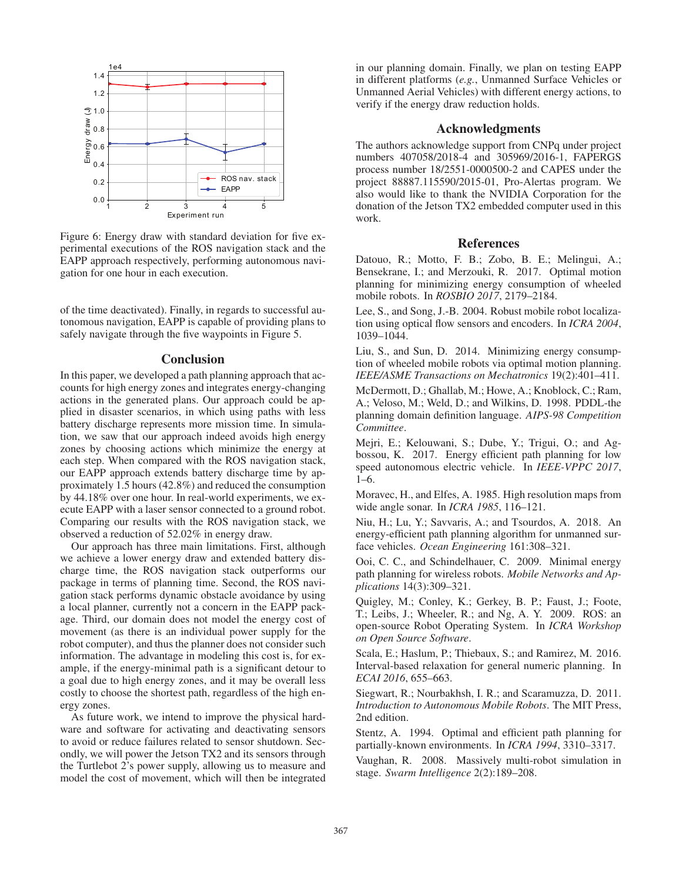1e4

1.4

1.2

1.0

0.8

0.6

0.4

0.2

0.0

Energy draw (J)

1 2 3 4 5

Experiment run

ROS nav. stack

EAPP

Figure 6: Energy draw with standard deviation for five experimental executions of the ROS navigation stack and the EAPP approach respectively, performing autonomous navigation for one hour in each execution.

of the time deactivated). Finally, in regards to successful autonomous navigation, EAPP is capable of providing plans to safely navigate through the five waypoints in Figure 5.

## Conclusion

In this paper, we developed a path planning approach that accounts for high energy zones and integrates energy-changing actions in the generated plans. Our approach could be applied in disaster scenarios, in which using paths with less battery discharge represents more mission time. In simulation, we saw that our approach indeed avoids high energy zones by choosing actions which minimize the energy at each step. When compared with the ROS navigation stack, our EAPP approach extends battery discharge time by approximately 1.5 hours (42.8%) and reduced the consumption by 44.18% over one hour. In real-world experiments, we execute EAPP with a laser sensor connected to a ground robot. Comparing our results with the ROS navigation stack, we observed a reduction of 52.02% in energy draw.

Our approach has three main limitations. First, although we achieve a lower energy draw and extended battery discharge time, the ROS navigation stack outperforms our package in terms of planning time. Second, the ROS navigation stack performs dynamic obstacle avoidance by using a local planner, currently not a concern in the EAPP package. Third, our domain does not model the energy cost of movement (as there is an individual power supply for the robot computer), and thus the planner does not consider such information. The advantage in modeling this cost is, for example, if the energy-minimal path is a significant detour to a goal due to high energy zones, and it may be overall less costly to choose the shortest path, regardless of the high energy zones.

As future work, we intend to improve the physical hardware and software for activating and deactivating sensors to avoid or reduce failures related to sensor shutdown. Secondly, we will power the Jetson TX2 and its sensors through the Turtlebot 2's power supply, allowing us to measure and model the cost of movement, which will then be integrated in our planning domain. Finally, we plan on testing EAPP in different platforms (*e.g.*, Unmanned Surface Vehicles or Unmanned Aerial Vehicles) with different energy actions, to verify if the energy draw reduction holds.

## Acknowledgments

The authors acknowledge support from CNPq under project numbers 407058/2018-4 and 305969/2016-1, FAPERGS process number 18/2551-0000500-2 and CAPES under the project 88887.115590/2015-01, Pro-Alertas program. We also would like to thank the NVIDIA Corporation for the donation of the Jetson TX2 embedded computer used in this work.

## References

Datouo, R.; Motto, F. B.; Zobo, B. E.; Melingui, A.; Bensekrane, I.; and Merzouki, R. 2017. Optimal motion planning for minimizing energy consumption of wheeled mobile robots. In *ROSBIO 2017*, 2179–2184.

Lee, S., and Song, J.-B. 2004. Robust mobile robot localization using optical flow sensors and encoders. In *ICRA 2004*, 1039–1044.

Liu, S., and Sun, D. 2014. Minimizing energy consumption of wheeled mobile robots via optimal motion planning. *IEEE/ASME Transactions on Mechatronics* 19(2):401–411.

McDermott, D.; Ghallab, M.; Howe, A.; Knoblock, C.; Ram, A.; Veloso, M.; Weld, D.; and Wilkins, D. 1998. PDDL-the planning domain definition language. *AIPS-98 Competition Committee*.

Mejri, E.; Kelouwani, S.; Dube, Y.; Trigui, O.; and Agbossou, K. 2017. Energy efficient path planning for low speed autonomous electric vehicle. In *IEEE-VPPC 2017*, 1–6.

Moravec, H., and Elfes, A. 1985. High resolution maps from wide angle sonar. In *ICRA 1985*, 116–121.

Niu, H.; Lu, Y.; Savvaris, A.; and Tsourdos, A. 2018. An energy-efficient path planning algorithm for unmanned surface vehicles. *Ocean Engineering* 161:308–321.

Ooi, C. C., and Schindelhauer, C. 2009. Minimal energy path planning for wireless robots. *Mobile Networks and Applications* 14(3):309–321.

Quigley, M.; Conley, K.; Gerkey, B. P.; Faust, J.; Foote, T.; Leibs, J.; Wheeler, R.; and Ng, A. Y. 2009. ROS: an open-source Robot Operating System. In *ICRA Workshop on Open Source Software*.

Scala, E.; Haslum, P.; Thiebaux, S.; and Ramirez, M. 2016. Interval-based relaxation for general numeric planning. In *ECAI 2016*, 655–663.

Siegwart, R.; Nourbakhsh, I. R.; and Scaramuzza, D. 2011. *Introduction to Autonomous Mobile Robots*. The MIT Press, 2nd edition.

Stentz, A. 1994. Optimal and efficient path planning for partially-known environments. In *ICRA 1994*, 3310–3317.

Vaughan, R. 2008. Massively multi-robot simulation in stage. *Swarm Intelligence* 2(2):189–208.